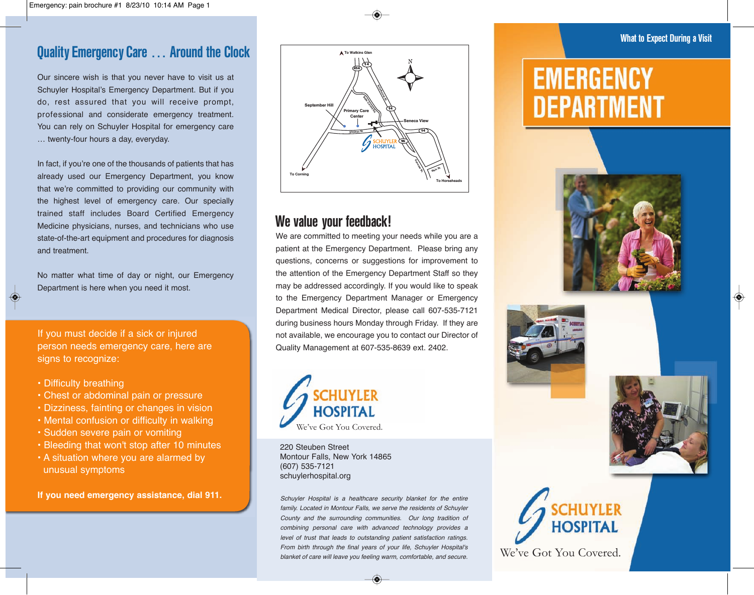## Quality Emergency Care . . . Around the Clock

Our sincere wish is that you never have to visit us at Schuyler Hospital's Emergency Department. But if you do, rest assured that you will receive prompt, professional and considerate emergency treatment. You can rely on Schuyler Hospital for emergency care … twenty-four hours a day, everyday.

In fact, if you're one of the thousands of patients that has already used our Emergency Department, you know that we're committed to providing our community with the highest level of emergency care. Our specially trained staff includes Board Certified Emergency Medicine physicians, nurses, and technicians who use state-of-the-art equipment and procedures for diagnosis and treatment.

No matter what time of day or night, our Emergency Department is here when you need it most.

If you must decide if a sick or injured person needs emergency care, here are signs to recognize:

- Difficulty breathing
- Chest or abdominal pain or pressure
- Dizziness, fainting or changes in vision
- Mental confusion or difficulty in walking
- Sudden severe pain or vomiting
- Bleeding that won't stop after 10 minutes
- A situation where you are alarmed by unusual symptoms

**If you need emergency assistance, dial 911.**

## We value your feedback!

We are committed to meeting your needs while you are a patient at the Emergency Department. Please bring any questions, concerns or suggestions for improvement to the attention of the Emergency Department Staff so they may be addressed accordingly. If you would like to speak to the Emergency Department Manager or Emergency Department Medical Director, please call 607-535-7121 during business hours Monday through Friday. If they are not available, we encourage you to contact our Director of Quality Management at 607-535-8639 ext. 2402.

SCHUYLER HOSPITAL
We've Got You Covered.

220 Steuben Street
Montour Falls, New York 14865
(607) 535-7121
schuylerhospital.org

*Schuyler Hospital is a healthcare security blanket for the entire family. Located in Montour Falls, we serve the residents of Schuyler County and the surrounding communities. Our long tradition of combining personal care with advanced technology provides a level of trust that leads to outstanding patient satisfaction ratings. From birth through the final years of your life, Schuyler Hospital's blanket of care will leave you feeling warm, comfortable, and secure.*

What to Expect During a Visit

# EMERGENCY DEPARTMENT

SCHUYLER HOSPITAL
We've Got You Covered.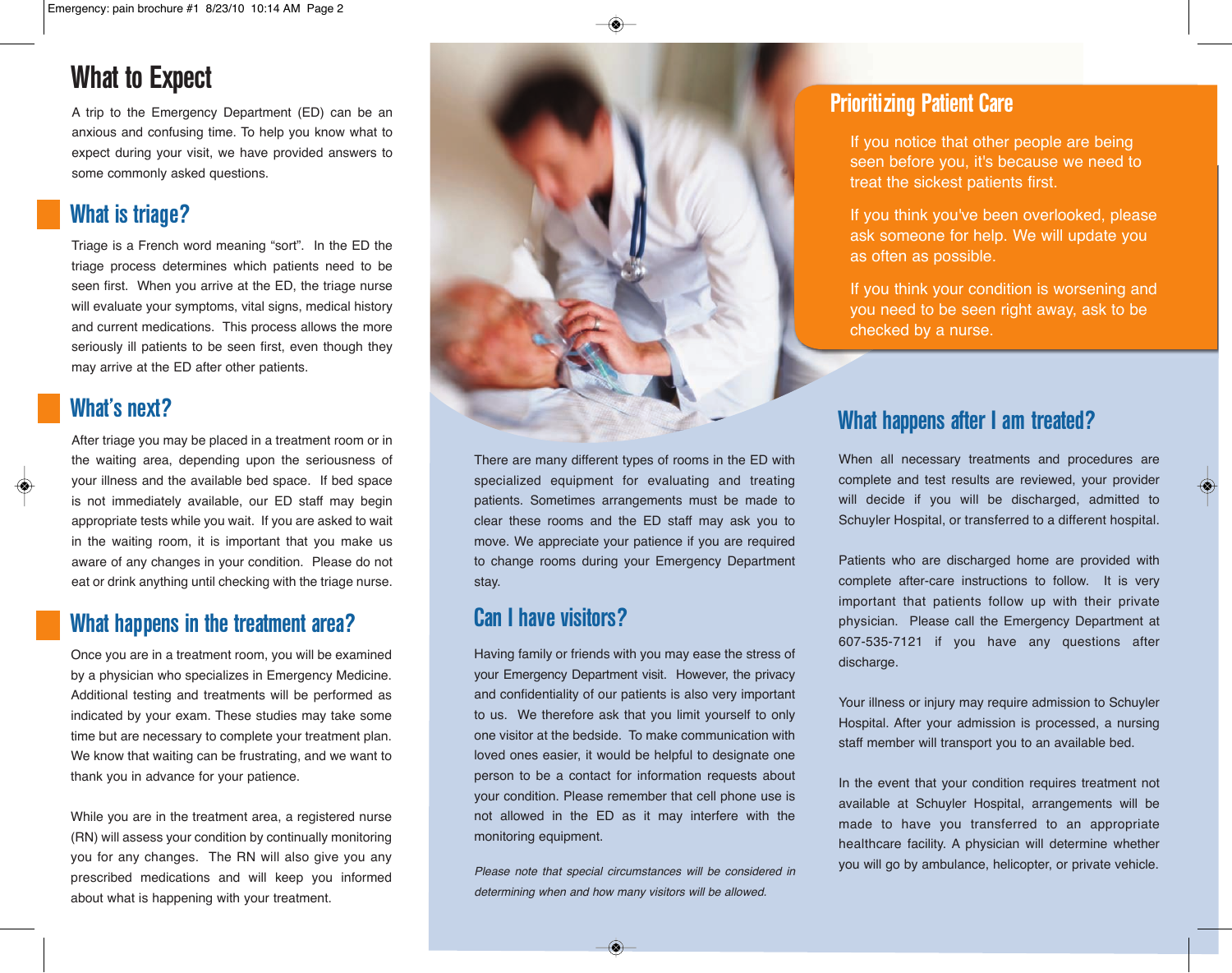# What to Expect

A trip to the Emergency Department (ED) can be an anxious and confusing time. To help you know what to expect during your visit, we have provided answers to some commonly asked questions.

## What is triage?

Triage is a French word meaning "sort". In the ED the triage process determines which patients need to be seen first. When you arrive at the ED, the triage nurse will evaluate your symptoms, vital signs, medical history and current medications. This process allows the more seriously ill patients to be seen first, even though they may arrive at the ED after other patients.

## What's next?

After triage you may be placed in a treatment room or in the waiting area, depending upon the seriousness of your illness and the available bed space. If bed space is not immediately available, our ED staff may begin appropriate tests while you wait. If you are asked to wait in the waiting room, it is important that you make us aware of any changes in your condition. Please do not eat or drink anything until checking with the triage nurse.

## What happens in the treatment area?

Once you are in a treatment room, you will be examined by a physician who specializes in Emergency Medicine. Additional testing and treatments will be performed as indicated by your exam. These studies may take some time but are necessary to complete your treatment plan. We know that waiting can be frustrating, and we want to thank you in advance for your patience.

While you are in the treatment area, a registered nurse (RN) will assess your condition by continually monitoring you for any changes. The RN will also give you any prescribed medications and will keep you informed about what is happening with your treatment.

There are many different types of rooms in the ED with specialized equipment for evaluating and treating patients. Sometimes arrangements must be made to clear these rooms and the ED staff may ask you to move. We appreciate your patience if you are required to change rooms during your Emergency Department stay.

## Can I have visitors?

Having family or friends with you may ease the stress of your Emergency Department visit. However, the privacy and confidentiality of our patients is also very important to us. We therefore ask that you limit yourself to only one visitor at the bedside. To make communication with loved ones easier, it would be helpful to designate one person to be a contact for information requests about your condition. Please remember that cell phone use is not allowed in the ED as it may interfere with the monitoring equipment.

*Please note that special circumstances will be considered in determining when and how many visitors will be allowed.*

## Prioritizing Patient Care

If you notice that other people are being seen before you, it's because we need to treat the sickest patients first.

If you think you've been overlooked, please ask someone for help. We will update you as often as possible.

If you think your condition is worsening and you need to be seen right away, ask to be checked by a nurse.

## What happens after I am treated?

When all necessary treatments and procedures are complete and test results are reviewed, your provider will decide if you will be discharged, admitted to Schuyler Hospital, or transferred to a different hospital.

Patients who are discharged home are provided with complete after-care instructions to follow. It is very important that patients follow up with their private physician. Please call the Emergency Department at 607-535-7121 if you have any questions after discharge.

Your illness or injury may require admission to Schuyler Hospital. After your admission is processed, a nursing staff member will transport you to an available bed.

In the event that your condition requires treatment not available at Schuyler Hospital, arrangements will be made to have you transferred to an appropriate healthcare facility. A physician will determine whether you will go by ambulance, helicopter, or private vehicle.